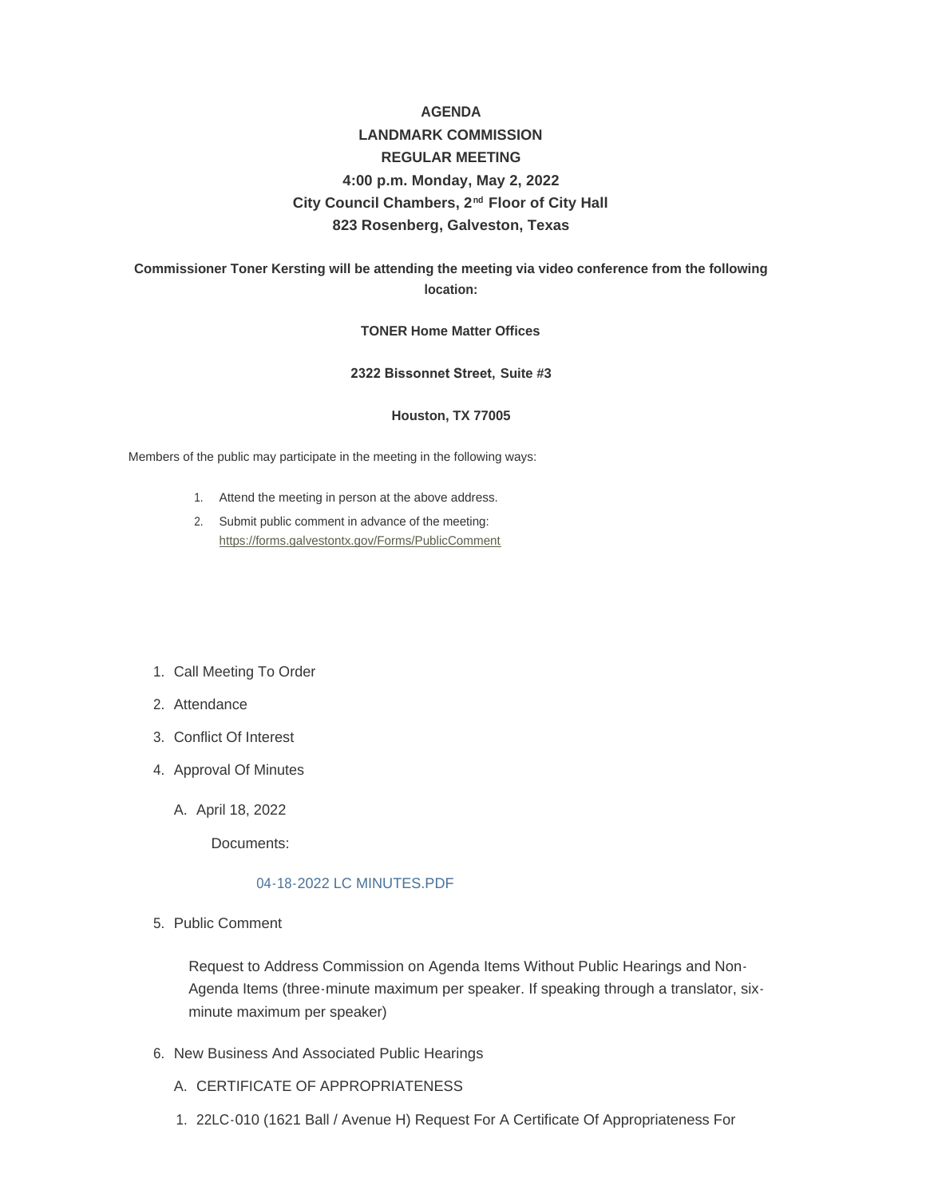**AGENDA**
**LANDMARK COMMISSION**
**REGULAR MEETING**
**4:00 p.m. Monday, May 2, 2022**
**City Council Chambers, 2nd Floor of City Hall**
**823 Rosenberg, Galveston, Texas**

**Commissioner Toner Kersting will be attending the meeting via video conference from the following location:**

**TONER Home Matter Offices**

**2322 Bissonnet Street, Suite #3**

**Houston, TX 77005**

Members of the public may participate in the meeting in the following ways:

1. Attend the meeting in person at the above address.
2. Submit public comment in advance of the meeting: https://forms.galvestontx.gov/Forms/PublicComment

1. Call Meeting To Order
2. Attendance
3. Conflict Of Interest
4. Approval Of Minutes
   A. April 18, 2022

      Documents:

      04-18-2022 LC MINUTES.PDF

5. Public Comment

   Request to Address Commission on Agenda Items Without Public Hearings and Non-Agenda Items (three-minute maximum per speaker. If speaking through a translator, six-minute maximum per speaker)

6. New Business And Associated Public Hearings
   A. CERTIFICATE OF APPROPRIATENESS
   1. 22LC-010 (1621 Ball / Avenue H) Request For A Certificate Of Appropriateness For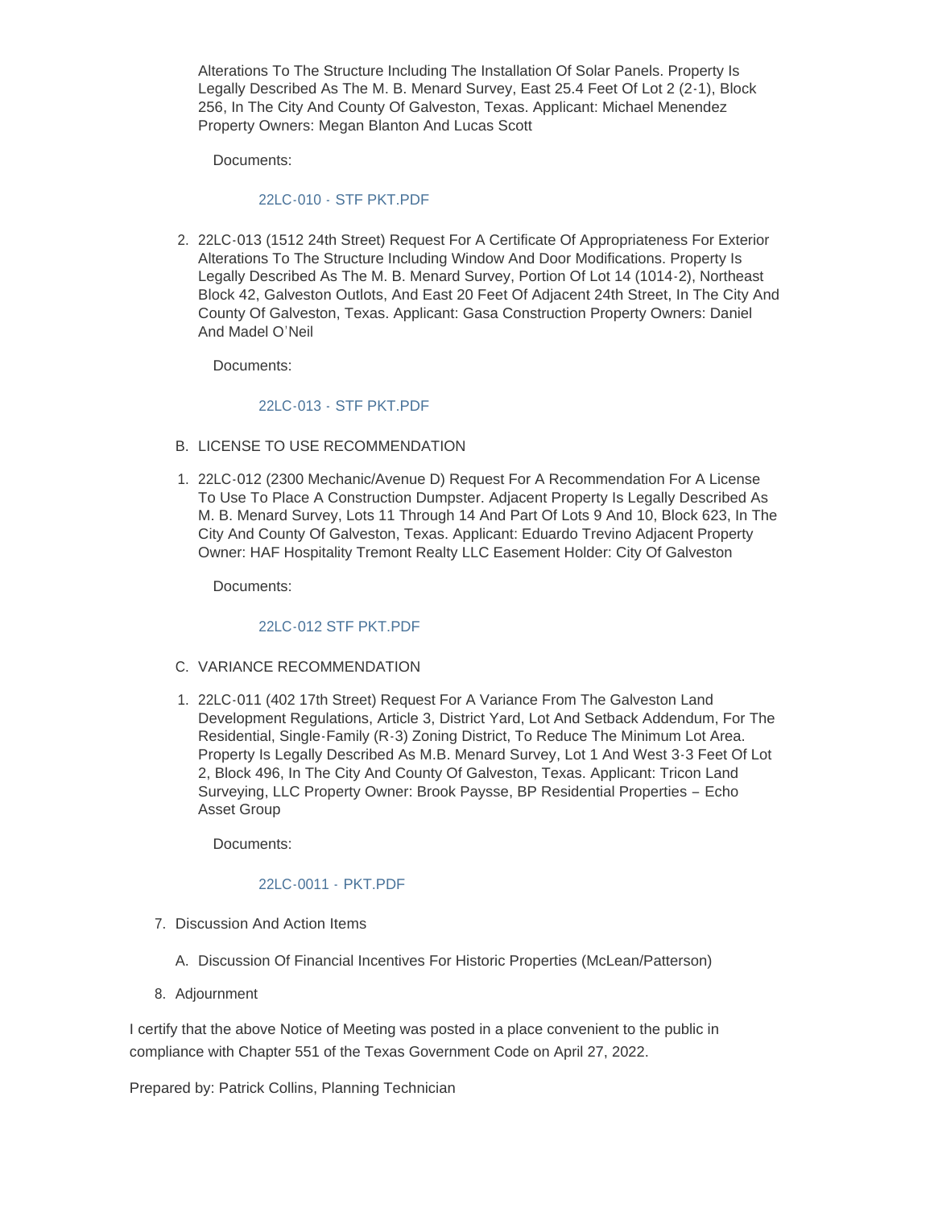Alterations To The Structure Including The Installation Of Solar Panels. Property Is Legally Described As The M. B. Menard Survey, East 25.4 Feet Of Lot 2 (2-1), Block 256, In The City And County Of Galveston, Texas. Applicant: Michael Menendez Property Owners: Megan Blanton And Lucas Scott

Documents:

22LC-010 - STF PKT.PDF

2. 22LC-013 (1512 24th Street) Request For A Certificate Of Appropriateness For Exterior Alterations To The Structure Including Window And Door Modifications. Property Is Legally Described As The M. B. Menard Survey, Portion Of Lot 14 (1014-2), Northeast Block 42, Galveston Outlots, And East 20 Feet Of Adjacent 24th Street, In The City And County Of Galveston, Texas. Applicant: Gasa Construction Property Owners: Daniel And Madel O'Neil

Documents:

22LC-013 - STF PKT.PDF

B. LICENSE TO USE RECOMMENDATION

1. 22LC-012 (2300 Mechanic/Avenue D) Request For A Recommendation For A License To Use To Place A Construction Dumpster. Adjacent Property Is Legally Described As M. B. Menard Survey, Lots 11 Through 14 And Part Of Lots 9 And 10, Block 623, In The City And County Of Galveston, Texas. Applicant: Eduardo Trevino Adjacent Property Owner: HAF Hospitality Tremont Realty LLC Easement Holder: City Of Galveston

Documents:

22LC-012 STF PKT.PDF

C. VARIANCE RECOMMENDATION

1. 22LC-011 (402 17th Street) Request For A Variance From The Galveston Land Development Regulations, Article 3, District Yard, Lot And Setback Addendum, For The Residential, Single-Family (R-3) Zoning District, To Reduce The Minimum Lot Area. Property Is Legally Described As M.B. Menard Survey, Lot 1 And West 3-3 Feet Of Lot 2, Block 496, In The City And County Of Galveston, Texas. Applicant: Tricon Land Surveying, LLC Property Owner: Brook Paysse, BP Residential Properties – Echo Asset Group

Documents:

22LC-0011 - PKT.PDF

7. Discussion And Action Items

A. Discussion Of Financial Incentives For Historic Properties (McLean/Patterson)

8. Adjournment

I certify that the above Notice of Meeting was posted in a place convenient to the public in compliance with Chapter 551 of the Texas Government Code on April 27, 2022.

Prepared by: Patrick Collins, Planning Technician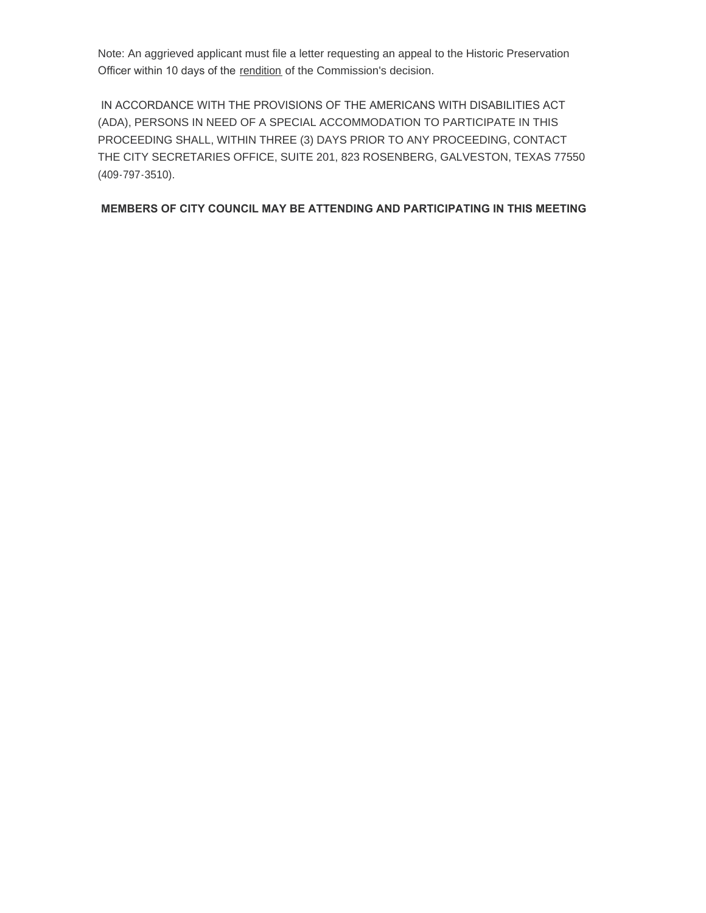Note: An aggrieved applicant must file a letter requesting an appeal to the Historic Preservation Officer within 10 days of the rendition of the Commission's decision.

IN ACCORDANCE WITH THE PROVISIONS OF THE AMERICANS WITH DISABILITIES ACT (ADA), PERSONS IN NEED OF A SPECIAL ACCOMMODATION TO PARTICIPATE IN THIS PROCEEDING SHALL, WITHIN THREE (3) DAYS PRIOR TO ANY PROCEEDING, CONTACT THE CITY SECRETARIES OFFICE, SUITE 201, 823 ROSENBERG, GALVESTON, TEXAS 77550 (409-797-3510).

**MEMBERS OF CITY COUNCIL MAY BE ATTENDING AND PARTICIPATING IN THIS MEETING**